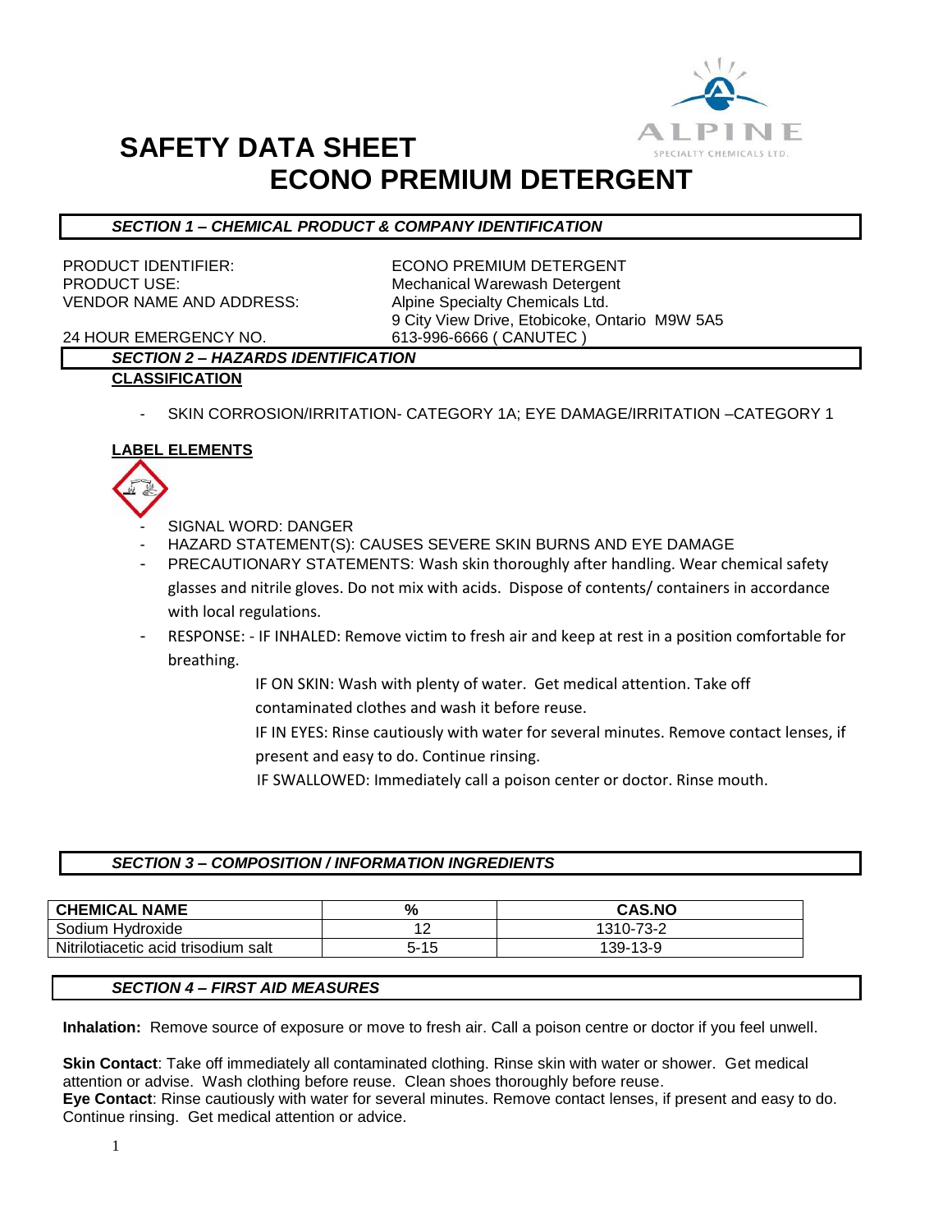# SAFETY DATA SHEET
# ECONO PREMIUM DETERGENT

## *SECTION 1 – CHEMICAL PRODUCT & COMPANY IDENTIFICATION*

PRODUCT IDENTIFIER: ECONO PREMIUM DETERGENT
PRODUCT USE: Mechanical Warewash Detergent
VENDOR NAME AND ADDRESS: Alpine Specialty Chemicals Ltd.
9 City View Drive, Etobicoke, Ontario M9W 5A5
24 HOUR EMERGENCY NO. 613-996-6666 ( CANUTEC )

## *SECTION 2 – HAZARDS IDENTIFICATION*

**CLASSIFICATION**

- SKIN CORROSION/IRRITATION- CATEGORY 1A; EYE DAMAGE/IRRITATION –CATEGORY 1

**LABEL ELEMENTS**

- SIGNAL WORD: DANGER
- HAZARD STATEMENT(S): CAUSES SEVERE SKIN BURNS AND EYE DAMAGE
- PRECAUTIONARY STATEMENTS: Wash skin thoroughly after handling. Wear chemical safety glasses and nitrile gloves. Do not mix with acids. Dispose of contents/ containers in accordance with local regulations.
- RESPONSE: - IF INHALED: Remove victim to fresh air and keep at rest in a position comfortable for breathing.

  IF ON SKIN: Wash with plenty of water. Get medical attention. Take off contaminated clothes and wash it before reuse.

  IF IN EYES: Rinse cautiously with water for several minutes. Remove contact lenses, if present and easy to do. Continue rinsing.

  IF SWALLOWED: Immediately call a poison center or doctor. Rinse mouth.

## *SECTION 3 – COMPOSITION / INFORMATION INGREDIENTS*

| CHEMICAL NAME | % | CAS.NO |
| --- | --- | --- |
| Sodium Hydroxide | 12 | 1310-73-2 |
| Nitrilotiacetic acid trisodium salt | 5-15 | 139-13-9 |

## *SECTION 4 – FIRST AID MEASURES*

**Inhalation:** Remove source of exposure or move to fresh air. Call a poison centre or doctor if you feel unwell.

**Skin Contact**: Take off immediately all contaminated clothing. Rinse skin with water or shower. Get medical attention or advise. Wash clothing before reuse. Clean shoes thoroughly before reuse.
**Eye Contact**: Rinse cautiously with water for several minutes. Remove contact lenses, if present and easy to do. Continue rinsing. Get medical attention or advice.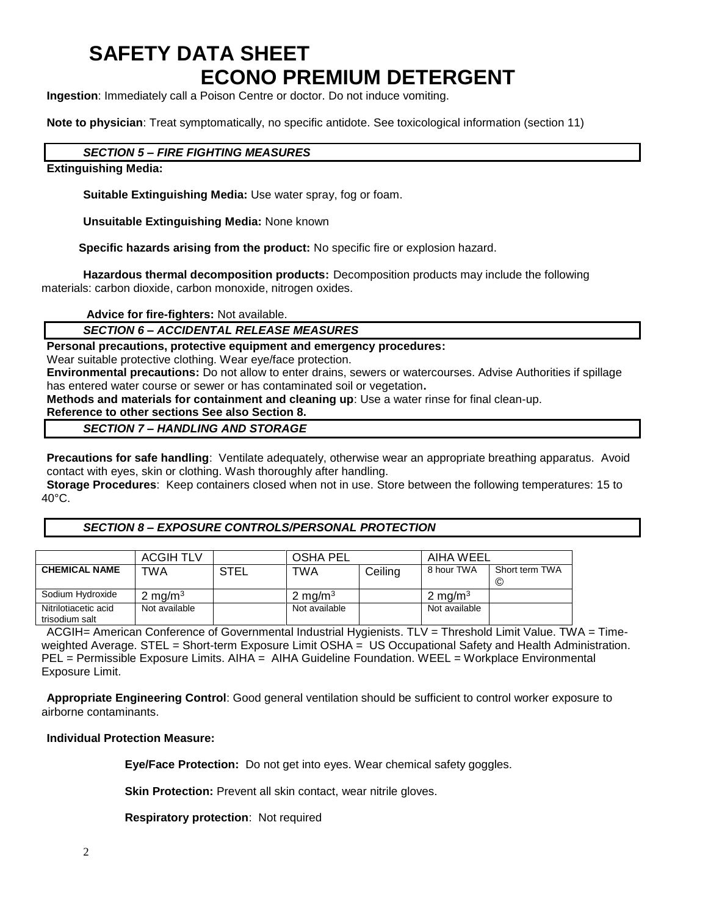# SAFETY DATA SHEET
# ECONO PREMIUM DETERGENT

**Ingestion**: Immediately call a Poison Centre or doctor. Do not induce vomiting.

**Note to physician**: Treat symptomatically, no specific antidote. See toxicological information (section 11)

## *SECTION 5 – FIRE FIGHTING MEASURES*

**Extinguishing Media:**

**Suitable Extinguishing Media:** Use water spray, fog or foam.

**Unsuitable Extinguishing Media:** None known

**Specific hazards arising from the product:** No specific fire or explosion hazard.

**Hazardous thermal decomposition products:** Decomposition products may include the following materials: carbon dioxide, carbon monoxide, nitrogen oxides.

**Advice for fire-fighters:** Not available.

## *SECTION 6 – ACCIDENTAL RELEASE MEASURES*

**Personal precautions, protective equipment and emergency procedures:**
Wear suitable protective clothing. Wear eye/face protection.

**Environmental precautions:** Do not allow to enter drains, sewers or watercourses. Advise Authorities if spillage has entered water course or sewer or has contaminated soil or vegetation**.**

**Methods and materials for containment and cleaning up**: Use a water rinse for final clean-up.

**Reference to other sections See also Section 8.**

## *SECTION 7 – HANDLING AND STORAGE*

**Precautions for safe handling**: Ventilate adequately, otherwise wear an appropriate breathing apparatus. Avoid contact with eyes, skin or clothing. Wash thoroughly after handling.

**Storage Procedures**: Keep containers closed when not in use. Store between the following temperatures: 15 to 40°C.

## *SECTION 8 – EXPOSURE CONTROLS/PERSONAL PROTECTION*

| | ACGIH TLV | | OSHA PEL | | AIHA WEEL | |
|---|---|---|---|---|---|---|
| **CHEMICAL NAME** | TWA | STEL | TWA | Ceiling | 8 hour TWA | Short term TWA © |
| Sodium Hydroxide | 2 mg/m$^3$ | | 2 mg/m$^3$ | | 2 mg/m$^3$ | |
| Nitrilotiacetic acid trisodium salt | Not available | | Not available | | Not available | |

ACGIH= American Conference of Governmental Industrial Hygienists. TLV = Threshold Limit Value. TWA = Time-weighted Average. STEL = Short-term Exposure Limit OSHA = US Occupational Safety and Health Administration. PEL = Permissible Exposure Limits. AIHA = AIHA Guideline Foundation. WEEL = Workplace Environmental Exposure Limit.

**Appropriate Engineering Control**: Good general ventilation should be sufficient to control worker exposure to airborne contaminants.

**Individual Protection Measure:**

**Eye/Face Protection:** Do not get into eyes. Wear chemical safety goggles.

**Skin Protection:** Prevent all skin contact, wear nitrile gloves.

**Respiratory protection**: Not required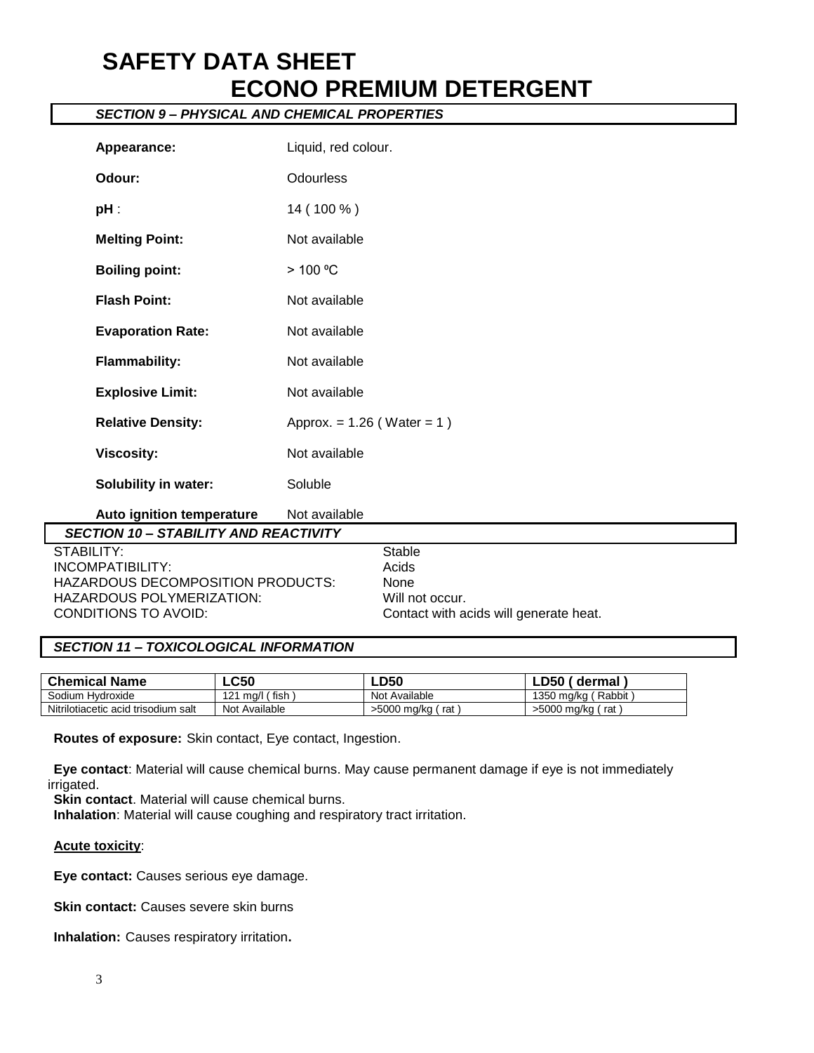# SAFETY DATA SHEET
# ECONO PREMIUM DETERGENT

## *SECTION 9 – PHYSICAL AND CHEMICAL PROPERTIES*

| | |
|---|---|
| **Appearance:** | Liquid, red colour. |
| **Odour:** | Odourless |
| **pH** : | 14 ( 100 % ) |
| **Melting Point:** | Not available |
| **Boiling point:** | > 100 ºC |
| **Flash Point:** | Not available |
| **Evaporation Rate:** | Not available |
| **Flammability:** | Not available |
| **Explosive Limit:** | Not available |
| **Relative Density:** | Approx. = 1.26 ( Water = 1 ) |
| **Viscosity:** | Not available |
| **Solubility in water:** | Soluble |
| **Auto ignition temperature** | Not available |

## *SECTION 10 – STABILITY AND REACTIVITY*

| | |
|---|---|
| STABILITY: | Stable |
| INCOMPATIBILITY: | Acids |
| HAZARDOUS DECOMPOSITION PRODUCTS: | None |
| HAZARDOUS POLYMERIZATION: | Will not occur. |
| CONDITIONS TO AVOID: | Contact with acids will generate heat. |

## *SECTION 11 – TOXICOLOGICAL INFORMATION*

| Chemical Name | LC50 | LD50 | LD50 ( dermal ) |
|---|---|---|---|
| Sodium Hydroxide | 121 mg/l ( fish ) | Not Available | 1350 mg/kg ( Rabbit ) |
| Nitrilotiacetic acid trisodium salt | Not Available | >5000 mg/kg ( rat ) | >5000 mg/kg ( rat ) |

**Routes of exposure:** Skin contact, Eye contact, Ingestion.

**Eye contact**: Material will cause chemical burns. May cause permanent damage if eye is not immediately irrigated.
**Skin contact**. Material will cause chemical burns.
**Inhalation**: Material will cause coughing and respiratory tract irritation.

**Acute toxicity**:

**Eye contact:** Causes serious eye damage.

**Skin contact:** Causes severe skin burns

**Inhalation:** Causes respiratory irritation**.**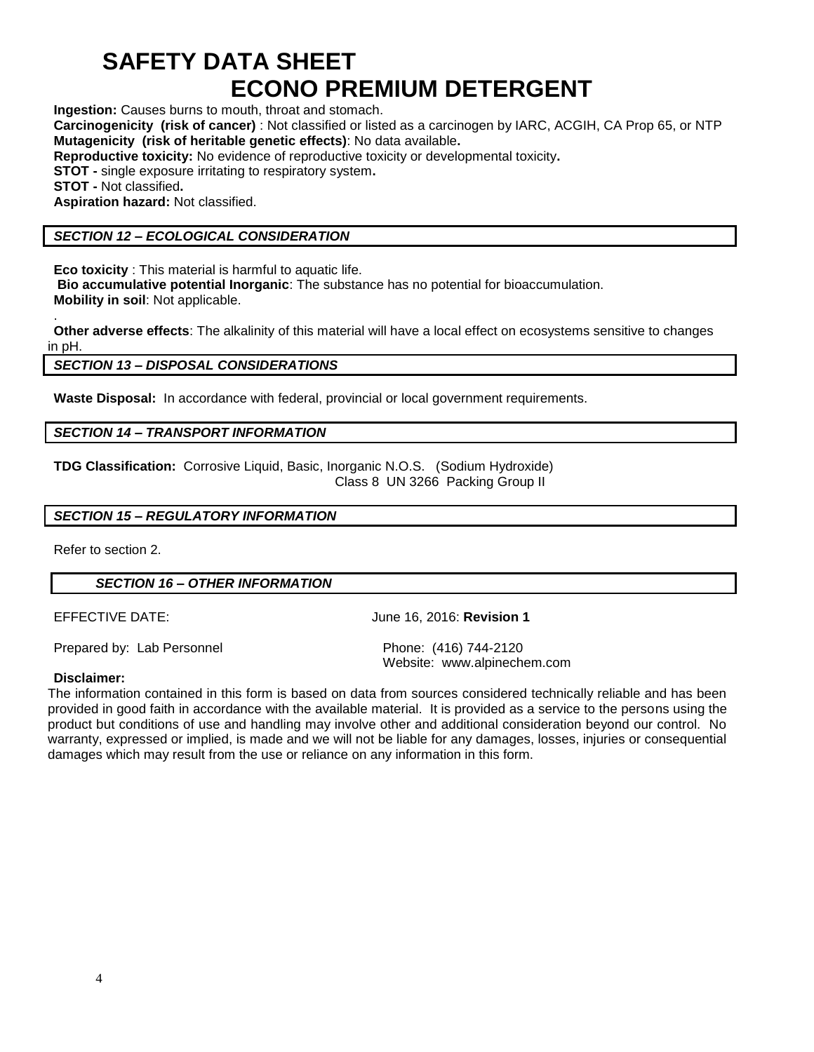# SAFETY DATA SHEET
# ECONO PREMIUM DETERGENT

**Ingestion:** Causes burns to mouth, throat and stomach.
**Carcinogenicity (risk of cancer)** : Not classified or listed as a carcinogen by IARC, ACGIH, CA Prop 65, or NTP
**Mutagenicity (risk of heritable genetic effects)**: No data available**.**
**Reproductive toxicity:** No evidence of reproductive toxicity or developmental toxicity**.**
**STOT -** single exposure irritating to respiratory system**.**
**STOT -** Not classified**.**
**Aspiration hazard:** Not classified.

## *SECTION 12 – ECOLOGICAL CONSIDERATION*

**Eco toxicity** : This material is harmful to aquatic life.
**Bio accumulative potential Inorganic**: The substance has no potential for bioaccumulation.
**Mobility in soil**: Not applicable.
.
**Other adverse effects**: The alkalinity of this material will have a local effect on ecosystems sensitive to changes in pH.

## *SECTION 13 – DISPOSAL CONSIDERATIONS*

**Waste Disposal:** In accordance with federal, provincial or local government requirements.

## *SECTION 14 – TRANSPORT INFORMATION*

**TDG Classification:** Corrosive Liquid, Basic, Inorganic N.O.S. (Sodium Hydroxide)
Class 8 UN 3266 Packing Group II

## *SECTION 15 – REGULATORY INFORMATION*

Refer to section 2.

## *SECTION 16 – OTHER INFORMATION*

EFFECTIVE DATE: June 16, 2016: **Revision 1**

Prepared by: Lab Personnel Phone: (416) 744-2120
Website: www.alpinechem.com

**Disclaimer:**
The information contained in this form is based on data from sources considered technically reliable and has been provided in good faith in accordance with the available material. It is provided as a service to the persons using the product but conditions of use and handling may involve other and additional consideration beyond our control. No warranty, expressed or implied, is made and we will not be liable for any damages, losses, injuries or consequential damages which may result from the use or reliance on any information in this form.